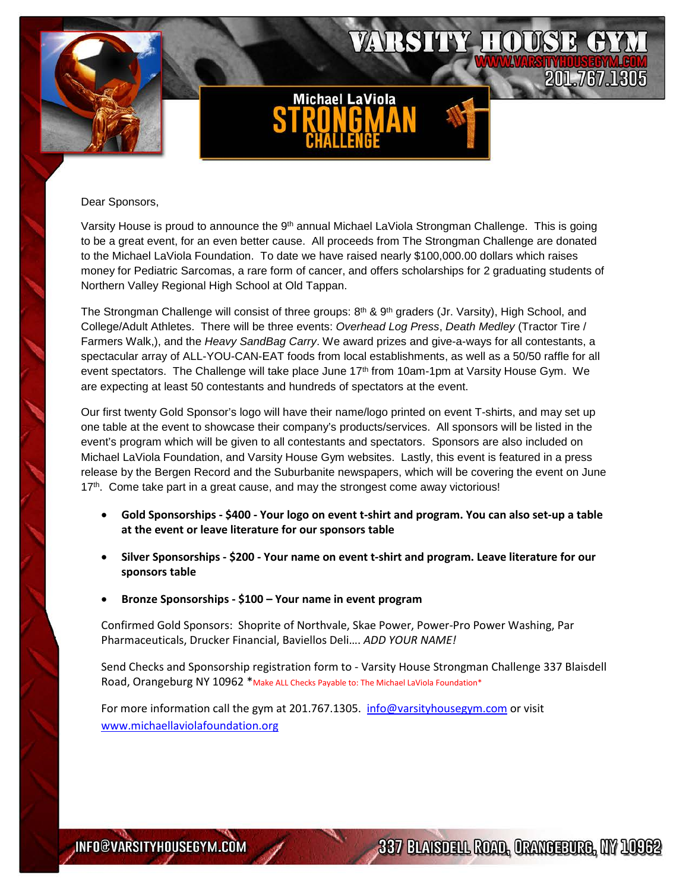# VARSITY HOUSE GYM

WWW.VARSITYHOUSEGYM.COM

201.767.1305

## Michael LaViola STRONGMAN CHALLENGE

Dear Sponsors,

Varsity House is proud to announce the 9th annual Michael LaViola Strongman Challenge. This is going to be a great event, for an even better cause. All proceeds from The Strongman Challenge are donated to the Michael LaViola Foundation. To date we have raised nearly $100,000.00 dollars which raises money for Pediatric Sarcomas, a rare form of cancer, and offers scholarships for 2 graduating students of Northern Valley Regional High School at Old Tappan.

The Strongman Challenge will consist of three groups: 8th & 9th graders (Jr. Varsity), High School, and College/Adult Athletes. There will be three events: *Overhead Log Press*, *Death Medley* (Tractor Tire / Farmers Walk,), and the *Heavy SandBag Carry*. We award prizes and give-a-ways for all contestants, a spectacular array of ALL-YOU-CAN-EAT foods from local establishments, as well as a 50/50 raffle for all event spectators. The Challenge will take place June 17th from 10am-1pm at Varsity House Gym. We are expecting at least 50 contestants and hundreds of spectators at the event.

Our first twenty Gold Sponsor's logo will have their name/logo printed on event T-shirts, and may set up one table at the event to showcase their company's products/services. All sponsors will be listed in the event's program which will be given to all contestants and spectators. Sponsors are also included on Michael LaViola Foundation, and Varsity House Gym websites. Lastly, this event is featured in a press release by the Bergen Record and the Suburbanite newspapers, which will be covering the event on June 17th. Come take part in a great cause, and may the strongest come away victorious!

- **Gold Sponsorships - $400 - Your logo on event t-shirt and program. You can also set-up a table at the event or leave literature for our sponsors table**
- **Silver Sponsorships - $200 - Your name on event t-shirt and program. Leave literature for our sponsors table**
- **Bronze Sponsorships - $100 – Your name in event program**

Confirmed Gold Sponsors: Shoprite of Northvale, Skae Power, Power-Pro Power Washing, Par Pharmaceuticals, Drucker Financial, Baviellos Deli…. *ADD YOUR NAME!*

Send Checks and Sponsorship registration form to - Varsity House Strongman Challenge 337 Blaisdell Road, Orangeburg NY 10962 *Make ALL Checks Payable to: The Michael LaViola Foundation*

For more information call the gym at 201.767.1305. info@varsityhousegym.com or visit www.michaellaviolafoundation.org

INFO@VARSITYHOUSEGYM.COM

337 BLAISDELL ROAD, ORANGEBURG, NY 10962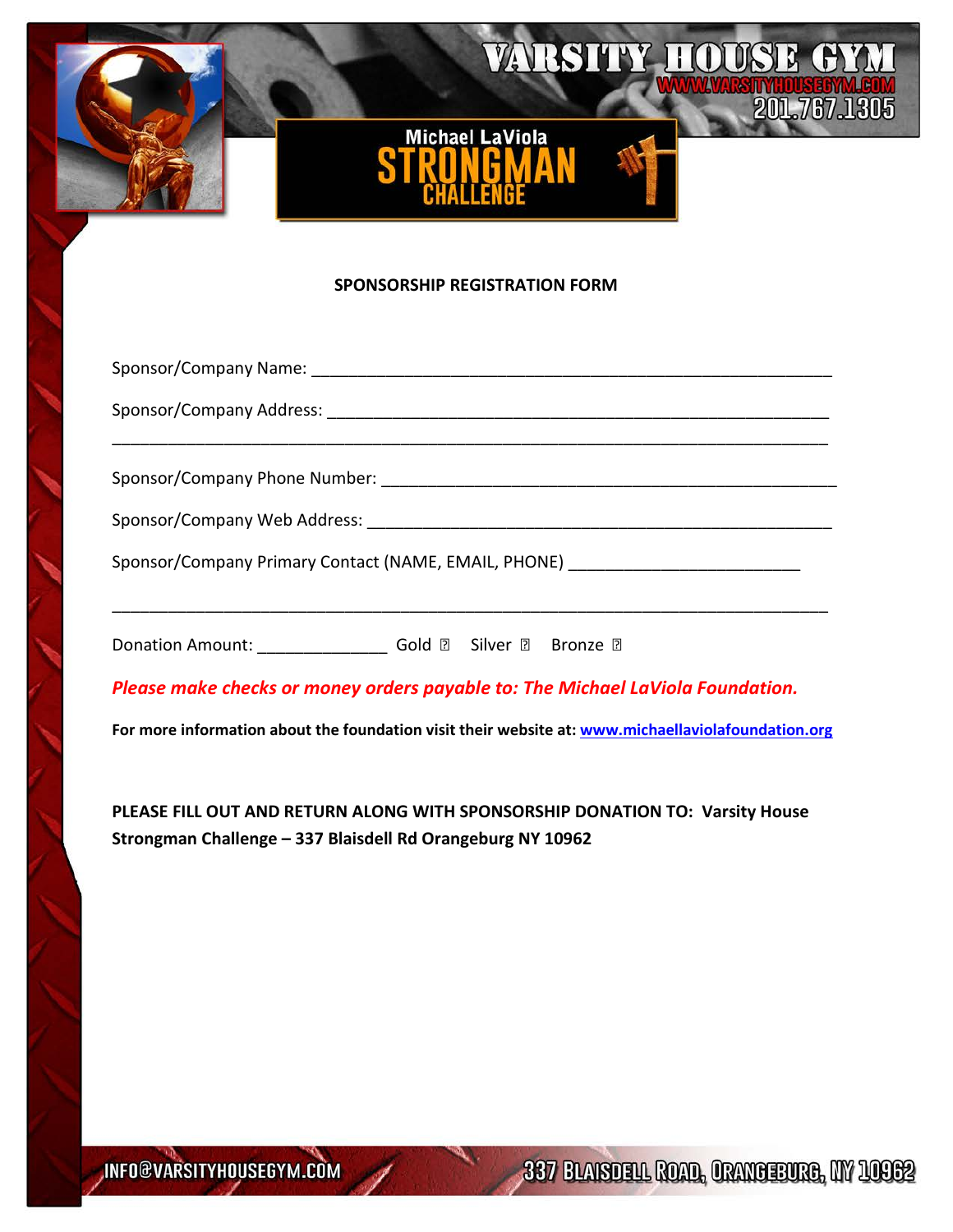VARSITY HOUSE GYM

WWW.VARSITYHOUSEGYM.COM

201.767.1305

Michael LaViola
**STRONGMAN CHALLENGE**

**SPONSORSHIP REGISTRATION FORM**

Sponsor/Company Name: ___________________________________________________________

Sponsor/Company Address: ________________________________________________________

_____________________________________________________________________________

Sponsor/Company Phone Number: ___________________________________________________

Sponsor/Company Web Address: ____________________________________________________

Sponsor/Company Primary Contact (NAME, EMAIL, PHONE) _________________________

_____________________________________________________________________________

Donation Amount: ______________ Gold ☐ Silver ☐ Bronze ☐

***Please make checks or money orders payable to: The Michael LaViola Foundation.***

**For more information about the foundation visit their website at: www.michaellaviolafoundation.org**

**PLEASE FILL OUT AND RETURN ALONG WITH SPONSORSHIP DONATION TO: Varsity House Strongman Challenge – 337 Blaisdell Rd Orangeburg NY 10962**

INFO@VARSITYHOUSEGYM.COM

337 BLAISDELL ROAD, ORANGEBURG, NY 10962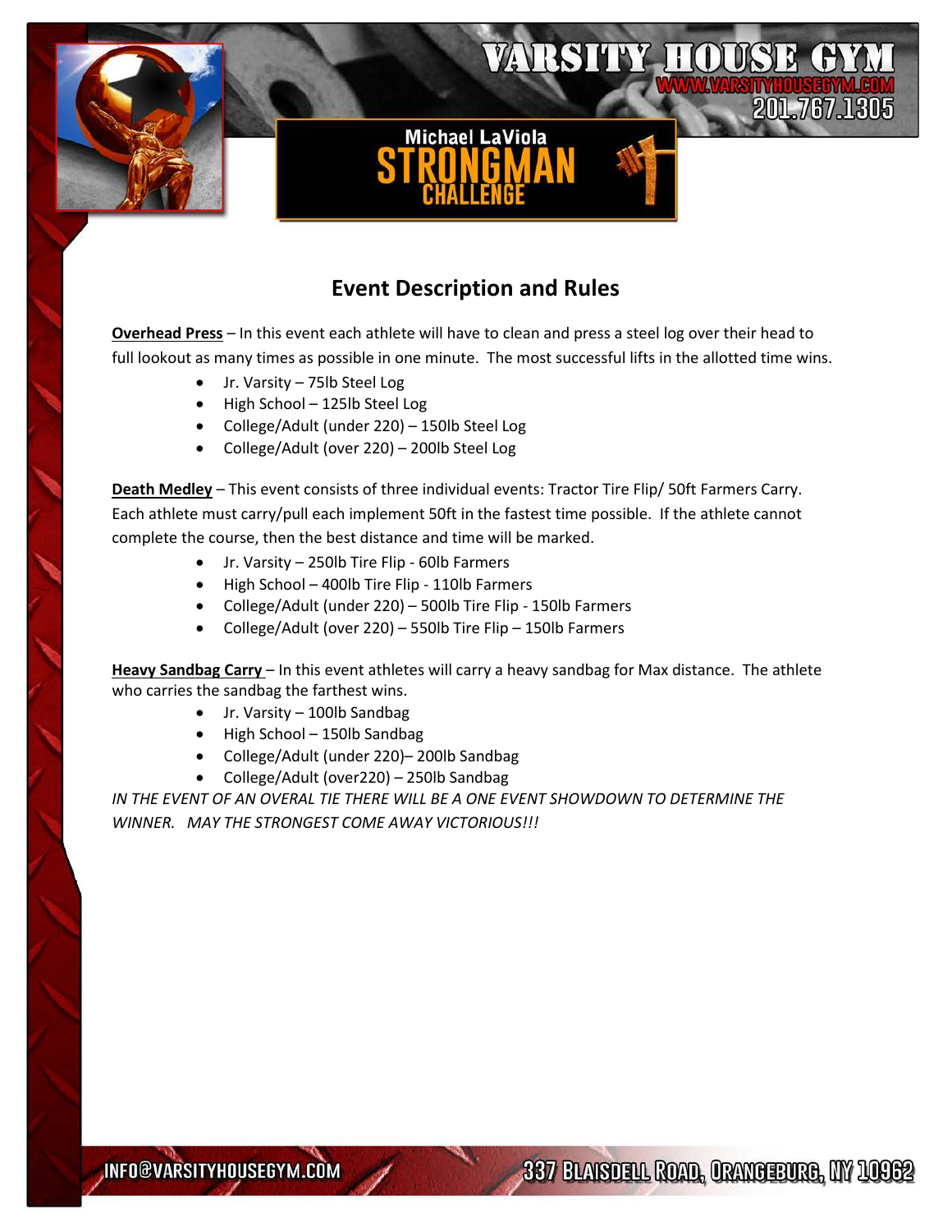# VARSITY HOUSE GYM

WWW.VARSITYHOUSEGYM.COM

201.767.1305

Michael LaViola STRONGMAN CHALLENGE

## Event Description and Rules

**Overhead Press** – In this event each athlete will have to clean and press a steel log over their head to full lookout as many times as possible in one minute. The most successful lifts in the allotted time wins.

- Jr. Varsity – 75lb Steel Log
- High School – 125lb Steel Log
- College/Adult (under 220) – 150lb Steel Log
- College/Adult (over 220) – 200lb Steel Log

**Death Medley** – This event consists of three individual events: Tractor Tire Flip/ 50ft Farmers Carry. Each athlete must carry/pull each implement 50ft in the fastest time possible. If the athlete cannot complete the course, then the best distance and time will be marked.

- Jr. Varsity – 250lb Tire Flip - 60lb Farmers
- High School – 400lb Tire Flip - 110lb Farmers
- College/Adult (under 220) – 500lb Tire Flip - 150lb Farmers
- College/Adult (over 220) – 550lb Tire Flip – 150lb Farmers

**Heavy Sandbag Carry** – In this event athletes will carry a heavy sandbag for Max distance. The athlete who carries the sandbag the farthest wins.

- Jr. Varsity – 100lb Sandbag
- High School – 150lb Sandbag
- College/Adult (under 220)– 200lb Sandbag
- College/Adult (over220) – 250lb Sandbag

*IN THE EVENT OF AN OVERAL TIE THERE WILL BE A ONE EVENT SHOWDOWN TO DETERMINE THE WINNER. MAY THE STRONGEST COME AWAY VICTORIOUS!!!*

INFO@VARSITYHOUSEGYM.COM

337 BLAISDELL ROAD, ORANGEBURG, NY 10962